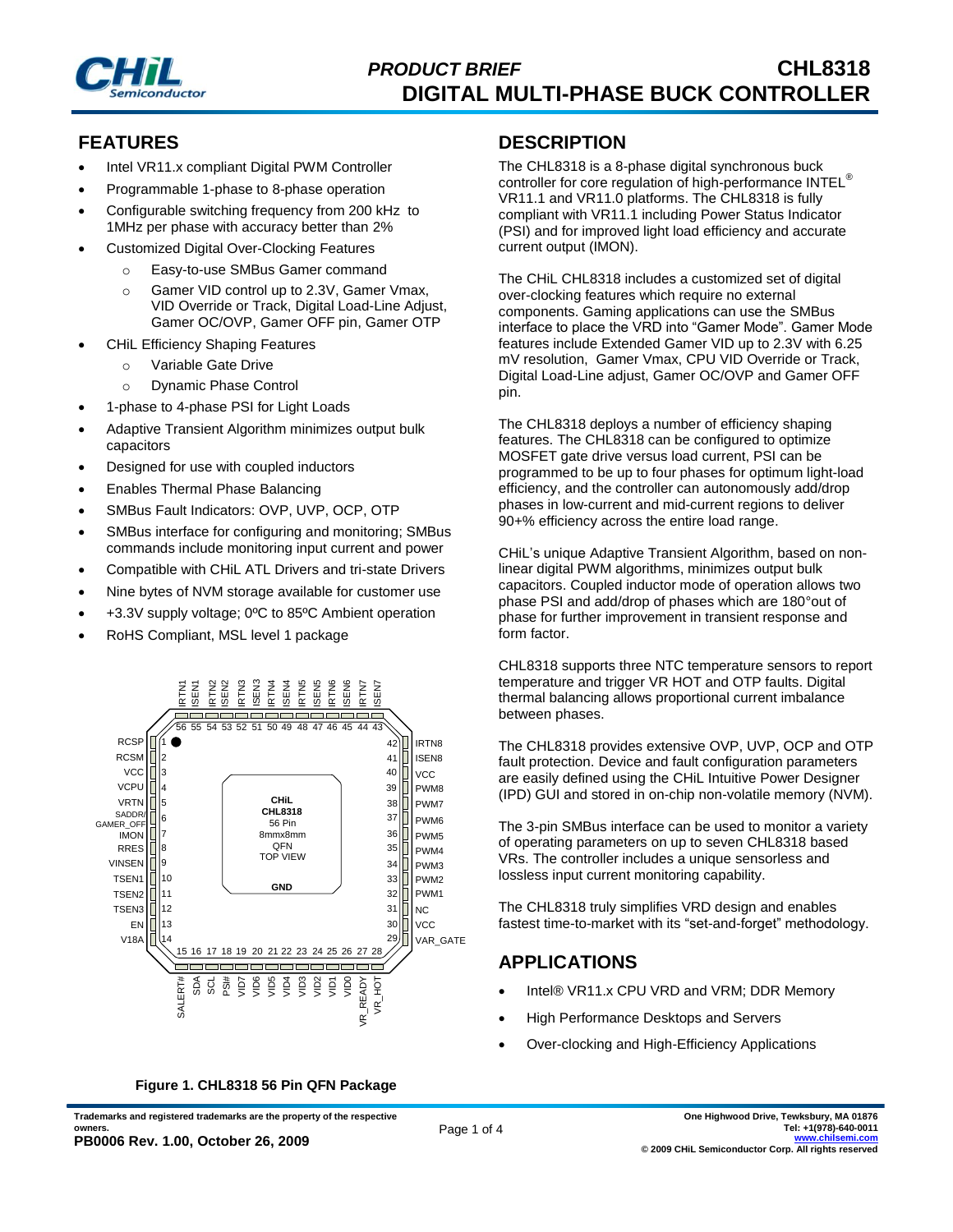# PRODUCT BRIEF CHL8318
# DIGITAL MULTI-PHASE BUCK CONTROLLER

## FEATURES

- Intel VR11.x compliant Digital PWM Controller
- Programmable 1-phase to 8-phase operation
- Configurable switching frequency from 200 kHz to 1MHz per phase with accuracy better than 2%
- Customized Digital Over-Clocking Features
  - Easy-to-use SMBus Gamer command
  - Gamer VID control up to 2.3V, Gamer Vmax, VID Override or Track, Digital Load-Line Adjust, Gamer OC/OVP, Gamer OFF pin, Gamer OTP
- CHiL Efficiency Shaping Features
  - Variable Gate Drive
  - Dynamic Phase Control
- 1-phase to 4-phase PSI for Light Loads
- Adaptive Transient Algorithm minimizes output bulk capacitors
- Designed for use with coupled inductors
- Enables Thermal Phase Balancing
- SMBus Fault Indicators: OVP, UVP, OCP, OTP
- SMBus interface for configuring and monitoring; SMBus commands include monitoring input current and power
- Compatible with CHiL ATL Drivers and tri-state Drivers
- Nine bytes of NVM storage available for customer use
- +3.3V supply voltage; 0ºC to 85ºC Ambient operation
- RoHS Compliant, MSL level 1 package

Figure 1. CHL8318 56 Pin QFN Package

## DESCRIPTION

The CHL8318 is a 8-phase digital synchronous buck controller for core regulation of high-performance INTEL® VR11.1 and VR11.0 platforms. The CHL8318 is fully compliant with VR11.1 including Power Status Indicator (PSI) and for improved light load efficiency and accurate current output (IMON).

The CHiL CHL8318 includes a customized set of digital over-clocking features which require no external components. Gaming applications can use the SMBus interface to place the VRD into "Gamer Mode". Gamer Mode features include Extended Gamer VID up to 2.3V with 6.25 mV resolution, Gamer Vmax, CPU VID Override or Track, Digital Load-Line adjust, Gamer OC/OVP and Gamer OFF pin.

The CHL8318 deploys a number of efficiency shaping features. The CHL8318 can be configured to optimize MOSFET gate drive versus load current, PSI can be programmed to be up to four phases for optimum light-load efficiency, and the controller can autonomously add/drop phases in low-current and mid-current regions to deliver 90+% efficiency across the entire load range.

CHiL's unique Adaptive Transient Algorithm, based on non-linear digital PWM algorithms, minimizes output bulk capacitors. Coupled inductor mode of operation allows two phase PSI and add/drop of phases which are 180°out of phase for further improvement in transient response and form factor.

CHL8318 supports three NTC temperature sensors to report temperature and trigger VR HOT and OTP faults. Digital thermal balancing allows proportional current imbalance between phases.

The CHL8318 provides extensive OVP, UVP, OCP and OTP fault protection. Device and fault configuration parameters are easily defined using the CHiL Intuitive Power Designer (IPD) GUI and stored in on-chip non-volatile memory (NVM).

The 3-pin SMBus interface can be used to monitor a variety of operating parameters on up to seven CHL8318 based VRs. The controller includes a unique sensorless and lossless input current monitoring capability.

The CHL8318 truly simplifies VRD design and enables fastest time-to-market with its "set-and-forget" methodology.

## APPLICATIONS

- Intel® VR11.x CPU VRD and VRM; DDR Memory
- High Performance Desktops and Servers
- Over-clocking and High-Efficiency Applications

Trademarks and registered trademarks are the property of the respective owners.
PB0006 Rev. 1.00, October 26, 2009

One Highwood Drive, Tewksbury, MA 01876
Tel: +1(978)-640-0011
www.chilsemi.com
© 2009 CHiL Semiconductor Corp. All rights reserved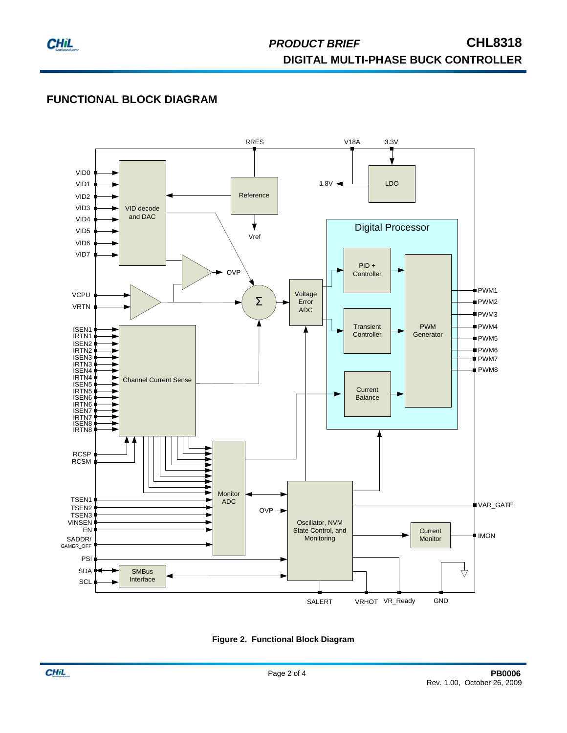## FUNCTIONAL BLOCK DIAGRAM

**Figure 2. Functional Block Diagram**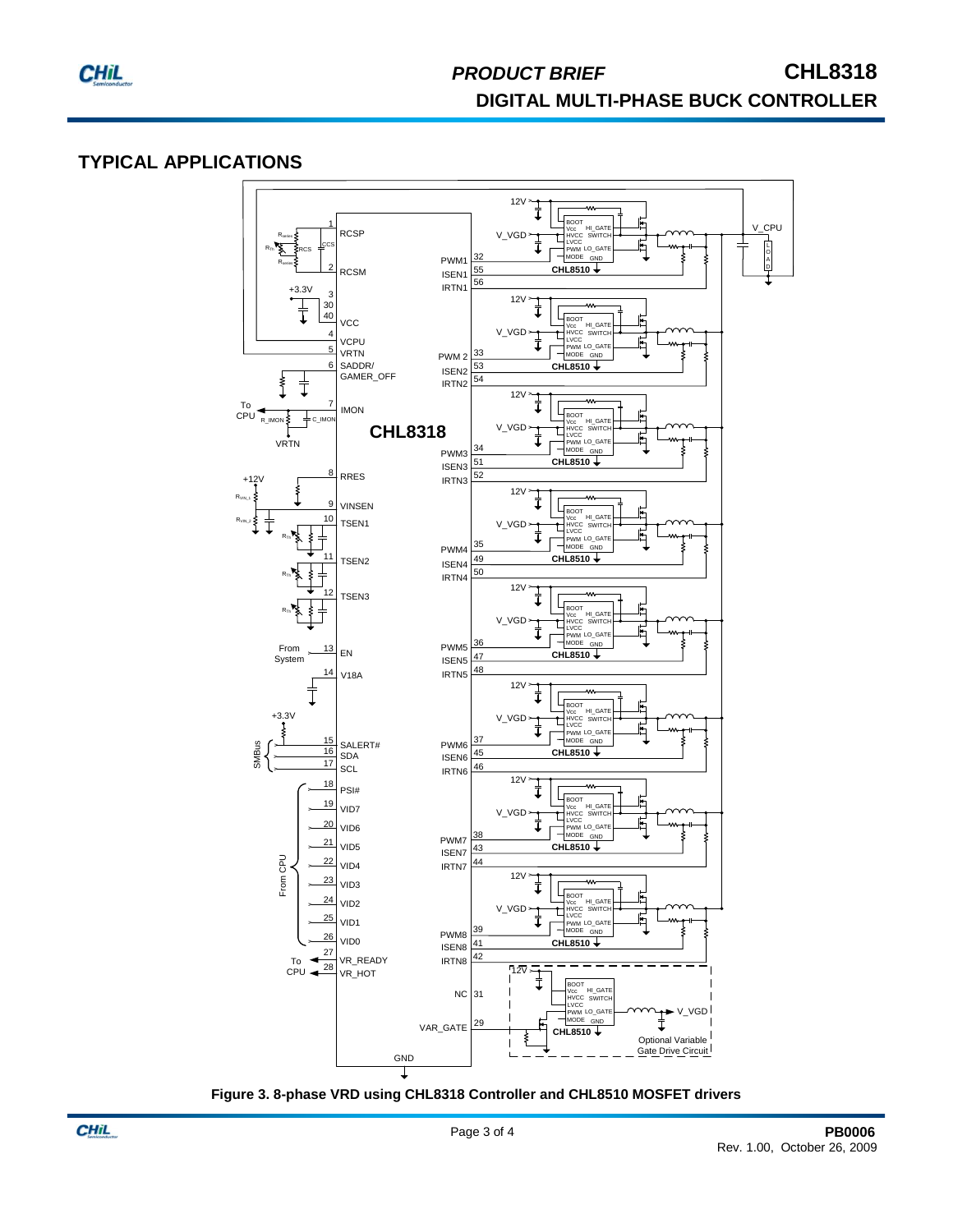## TYPICAL APPLICATIONS

**Figure 3. 8-phase VRD using CHL8318 Controller and CHL8510 MOSFET drivers**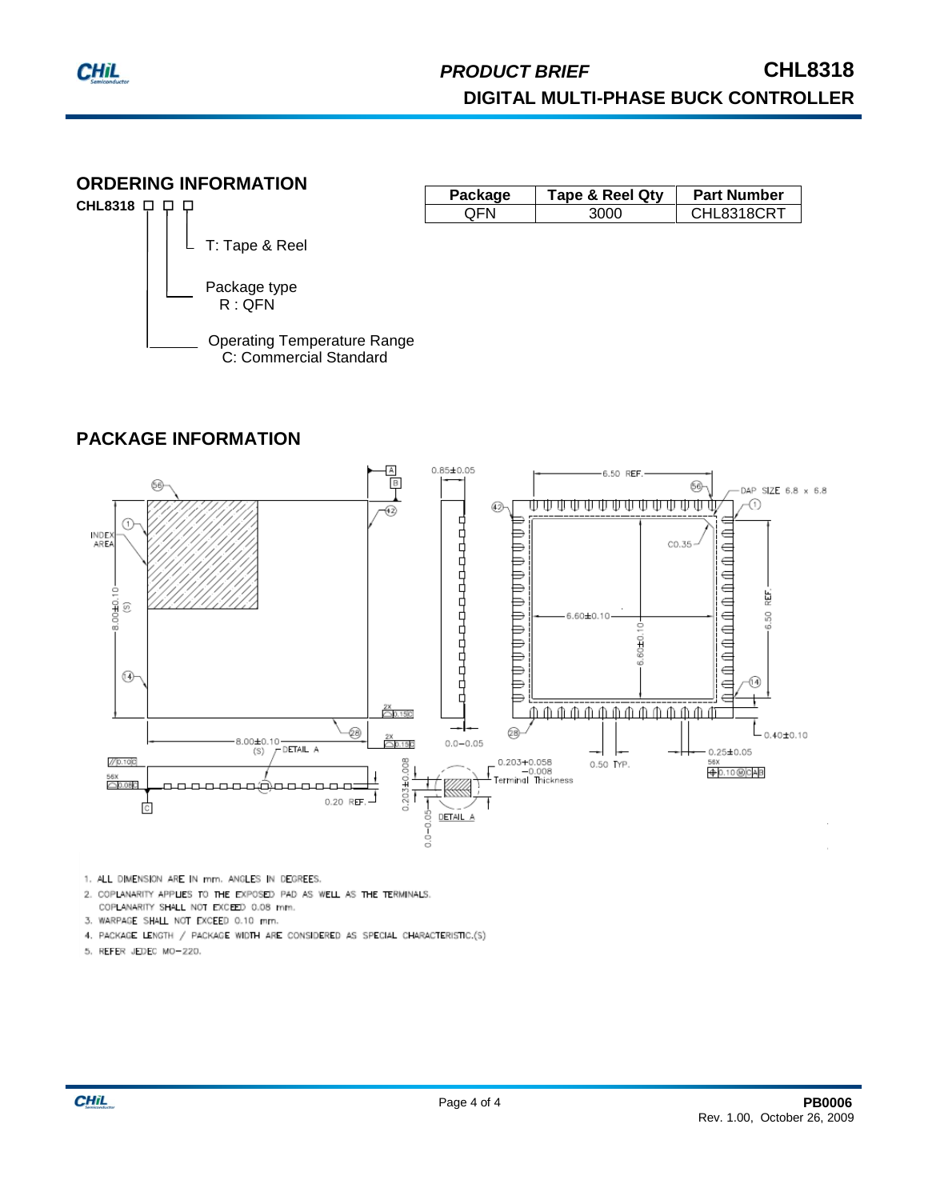## ORDERING INFORMATION

CHL8318 □ □ □

- T: Tape & Reel
- Package type
  R : QFN
- Operating Temperature Range
  C: Commercial Standard

| Package | Tape & Reel Qty | Part Number |
|---|---|---|
| QFN | 3000 | CHL8318CRT |

## PACKAGE INFORMATION

0.85±0.05
6.50 REF.
DAP SIZE 6.8 x 6.8
INDEX AREA
8.00±0.10 (S)
8.00±0.10 (S)
DETAIL A
C0.35
6.60±0.10
6.60±0.10
6.50 REF.
0.40±0.10
0.0~0.05
0.25±0.05
0.50 TYP.
0.203+0.058 −0.008 Terminal Thickness
0.203±0.008
0.20 REF.
0.0~0.05
DETAIL A

1. ALL DIMENSION ARE IN mm. ANGLES IN DEGREES.
2. COPLANARITY APPLIES TO THE EXPOSED PAD AS WELL AS THE TERMINALS. COPLANARITY SHALL NOT EXCEED 0.08 mm.
3. WARPAGE SHALL NOT EXCEED 0.10 mm.
4. PACKAGE LENGTH / PACKAGE WIDTH ARE CONSIDERED AS SPECIAL CHARACTERISTIC.(S)
5. REFER JEDEC MO-220.